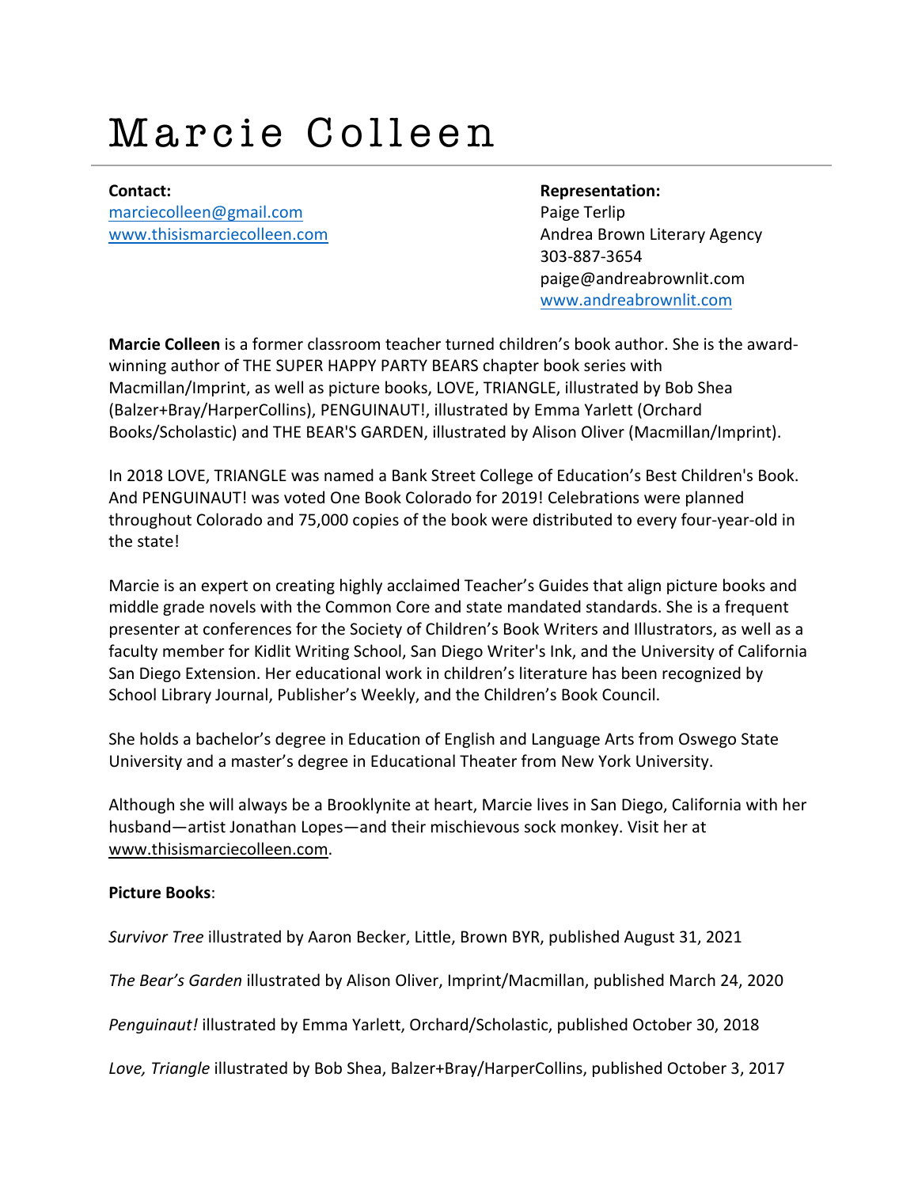# Marcie Colleen

**Contact:**
marciecolleen@gmail.com
www.thisismarciecolleen.com

**Representation:**
Paige Terlip
Andrea Brown Literary Agency
303-887-3654
paige@andreabrownlit.com
www.andreabrownlit.com

**Marcie Colleen** is a former classroom teacher turned children's book author. She is the award-winning author of THE SUPER HAPPY PARTY BEARS chapter book series with Macmillan/Imprint, as well as picture books, LOVE, TRIANGLE, illustrated by Bob Shea (Balzer+Bray/HarperCollins), PENGUINAUT!, illustrated by Emma Yarlett (Orchard Books/Scholastic) and THE BEAR'S GARDEN, illustrated by Alison Oliver (Macmillan/Imprint).

In 2018 LOVE, TRIANGLE was named a Bank Street College of Education's Best Children's Book. And PENGUINAUT! was voted One Book Colorado for 2019! Celebrations were planned throughout Colorado and 75,000 copies of the book were distributed to every four-year-old in the state!

Marcie is an expert on creating highly acclaimed Teacher's Guides that align picture books and middle grade novels with the Common Core and state mandated standards. She is a frequent presenter at conferences for the Society of Children's Book Writers and Illustrators, as well as a faculty member for Kidlit Writing School, San Diego Writer's Ink, and the University of California San Diego Extension. Her educational work in children's literature has been recognized by School Library Journal, Publisher's Weekly, and the Children's Book Council.

She holds a bachelor's degree in Education of English and Language Arts from Oswego State University and a master's degree in Educational Theater from New York University.

Although she will always be a Brooklynite at heart, Marcie lives in San Diego, California with her husband—artist Jonathan Lopes—and their mischievous sock monkey. Visit her at www.thisismarciecolleen.com.

**Picture Books**:

*Survivor Tree* illustrated by Aaron Becker, Little, Brown BYR, published August 31, 2021

*The Bear's Garden* illustrated by Alison Oliver, Imprint/Macmillan, published March 24, 2020

*Penguinaut!* illustrated by Emma Yarlett, Orchard/Scholastic, published October 30, 2018

*Love, Triangle* illustrated by Bob Shea, Balzer+Bray/HarperCollins, published October 3, 2017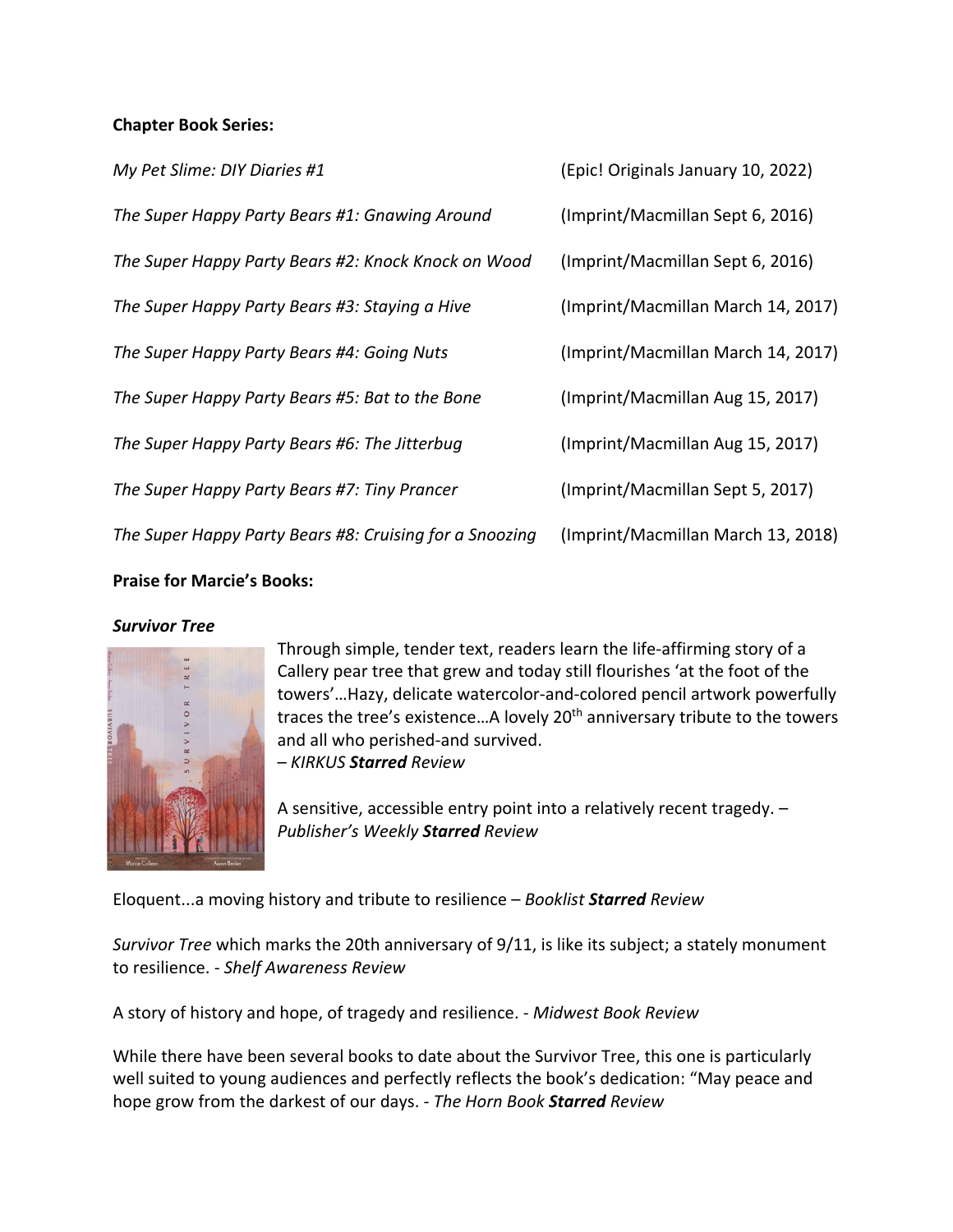**Chapter Book Series:**

| | |
|---|---|
| *My Pet Slime: DIY Diaries #1* | (Epic! Originals January 10, 2022) |
| *The Super Happy Party Bears #1: Gnawing Around* | (Imprint/Macmillan Sept 6, 2016) |
| *The Super Happy Party Bears #2: Knock Knock on Wood* | (Imprint/Macmillan Sept 6, 2016) |
| *The Super Happy Party Bears #3: Staying a Hive* | (Imprint/Macmillan March 14, 2017) |
| *The Super Happy Party Bears #4: Going Nuts* | (Imprint/Macmillan March 14, 2017) |
| *The Super Happy Party Bears #5: Bat to the Bone* | (Imprint/Macmillan Aug 15, 2017) |
| *The Super Happy Party Bears #6: The Jitterbug* | (Imprint/Macmillan Aug 15, 2017) |
| *The Super Happy Party Bears #7: Tiny Prancer* | (Imprint/Macmillan Sept 5, 2017) |
| *The Super Happy Party Bears #8: Cruising for a Snoozing* | (Imprint/Macmillan March 13, 2018) |

**Praise for Marcie's Books:**

***Survivor Tree***

Through simple, tender text, readers learn the life-affirming story of a Callery pear tree that grew and today still flourishes 'at the foot of the towers'…Hazy, delicate watercolor-and-colored pencil artwork powerfully traces the tree's existence…A lovely 20th anniversary tribute to the towers and all who perished-and survived.
– *KIRKUS **Starred** Review*

A sensitive, accessible entry point into a relatively recent tragedy. – *Publisher's Weekly **Starred** Review*

Eloquent...a moving history and tribute to resilience – *Booklist **Starred** Review*

*Survivor Tree* which marks the 20th anniversary of 9/11, is like its subject; a stately monument to resilience. - *Shelf Awareness Review*

A story of history and hope, of tragedy and resilience. - *Midwest Book Review*

While there have been several books to date about the Survivor Tree, this one is particularly well suited to young audiences and perfectly reflects the book's dedication: "May peace and hope grow from the darkest of our days. - *The Horn Book **Starred** Review*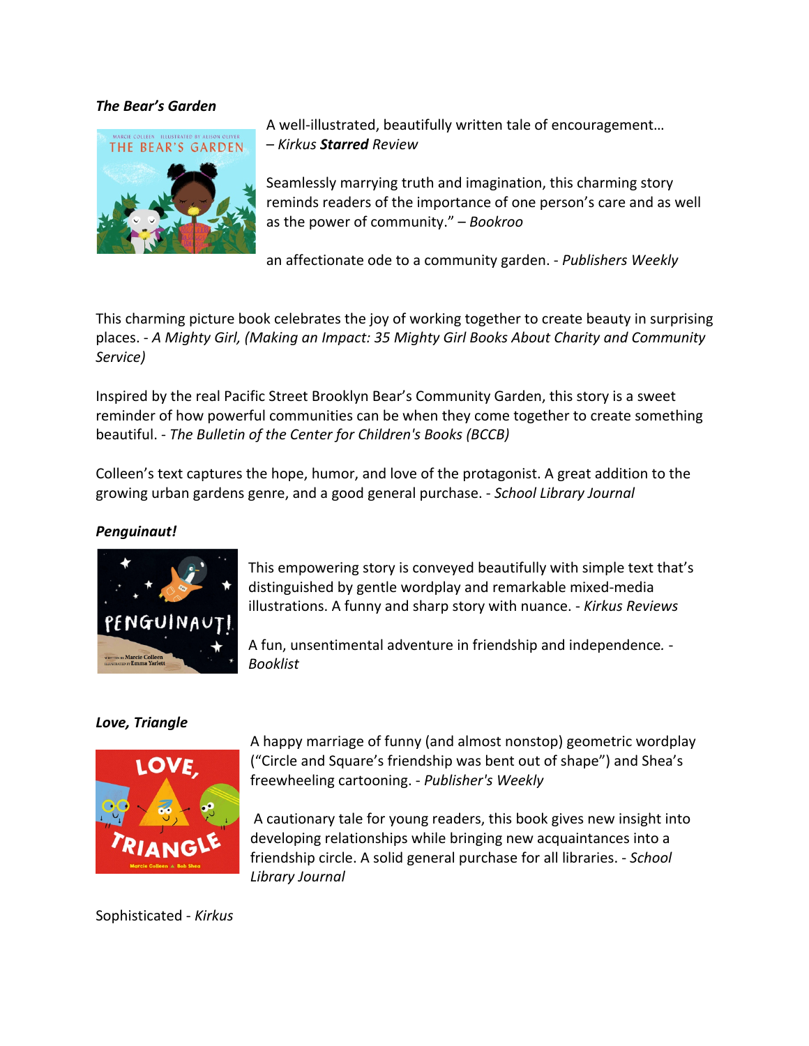***The Bear's Garden***

A well-illustrated, beautifully written tale of encouragement… – *Kirkus **Starred** Review*

Seamlessly marrying truth and imagination, this charming story reminds readers of the importance of one person's care and as well as the power of community." – *Bookroo*

an affectionate ode to a community garden. - *Publishers Weekly*

This charming picture book celebrates the joy of working together to create beauty in surprising places. - *A Mighty Girl, (Making an Impact: 35 Mighty Girl Books About Charity and Community Service)*

Inspired by the real Pacific Street Brooklyn Bear's Community Garden, this story is a sweet reminder of how powerful communities can be when they come together to create something beautiful. - *The Bulletin of the Center for Children's Books (BCCB)*

Colleen's text captures the hope, humor, and love of the protagonist. A great addition to the growing urban gardens genre, and a good general purchase. - *School Library Journal*

***Penguinaut!***

This empowering story is conveyed beautifully with simple text that's distinguished by gentle wordplay and remarkable mixed-media illustrations. A funny and sharp story with nuance. - *Kirkus Reviews*

A fun, unsentimental adventure in friendship and independence. - *Booklist*

***Love, Triangle***

A happy marriage of funny (and almost nonstop) geometric wordplay ("Circle and Square's friendship was bent out of shape") and Shea's freewheeling cartooning. - *Publisher's Weekly*

A cautionary tale for young readers, this book gives new insight into developing relationships while bringing new acquaintances into a friendship circle. A solid general purchase for all libraries. - *School Library Journal*

Sophisticated - *Kirkus*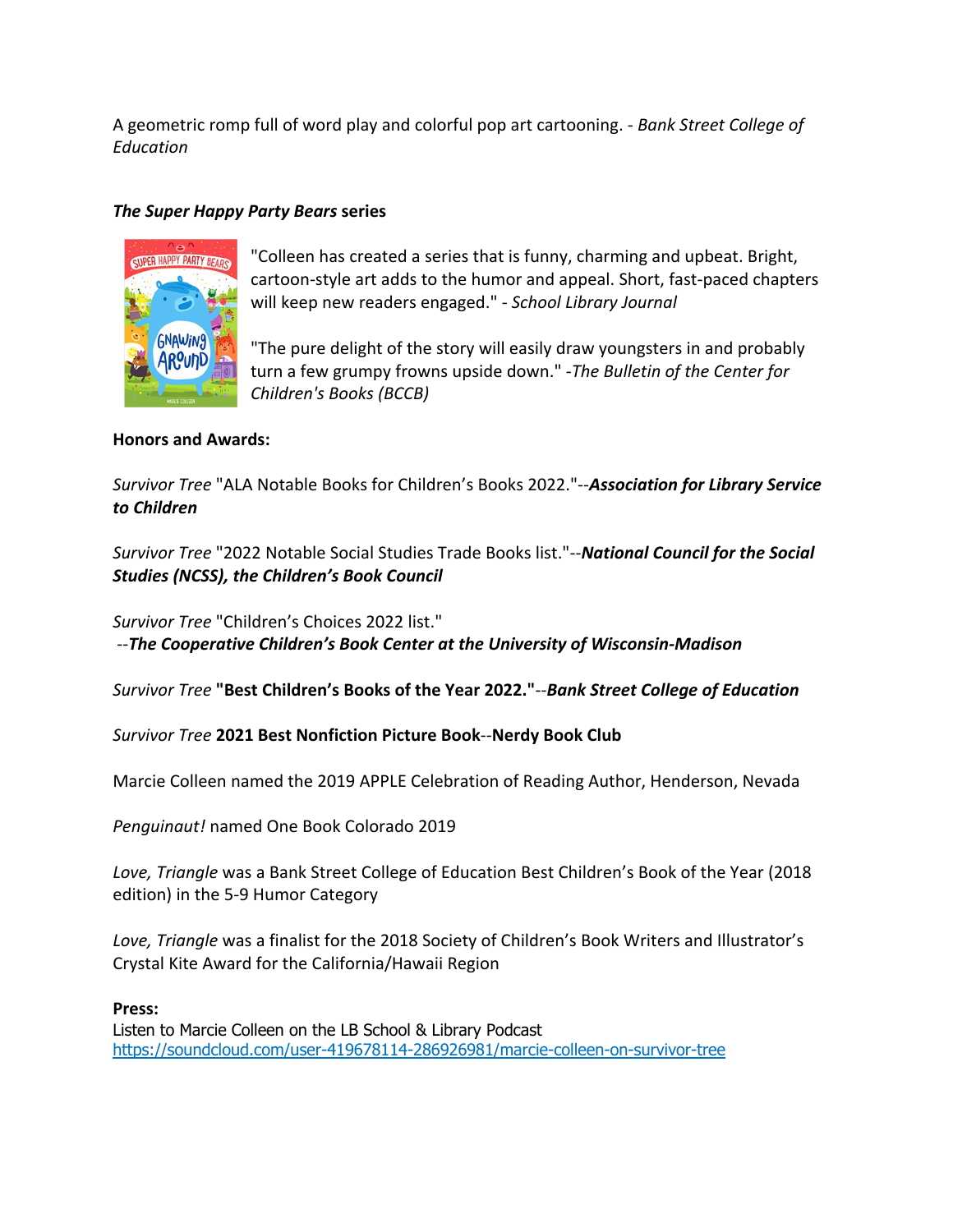A geometric romp full of word play and colorful pop art cartooning. - *Bank Street College of Education*

***The Super Happy Party Bears* series**

"Colleen has created a series that is funny, charming and upbeat. Bright, cartoon-style art adds to the humor and appeal. Short, fast-paced chapters will keep new readers engaged." - *School Library Journal*

"The pure delight of the story will easily draw youngsters in and probably turn a few grumpy frowns upside down." -*The Bulletin of the Center for Children's Books (BCCB)*

**Honors and Awards:**

*Survivor Tree* "ALA Notable Books for Children's Books 2022."--***Association for Library Service to Children***

*Survivor Tree* "2022 Notable Social Studies Trade Books list."--***National Council for the Social Studies (NCSS), the Children's Book Council***

*Survivor Tree* "Children's Choices 2022 list."
--***The Cooperative Children's Book Center at the University of Wisconsin-Madison***

*Survivor Tree* **"Best Children's Books of the Year 2022."**--***Bank Street College of Education***

*Survivor Tree* **2021 Best Nonfiction Picture Book**--**Nerdy Book Club**

Marcie Colleen named the 2019 APPLE Celebration of Reading Author, Henderson, Nevada

*Penguinaut!* named One Book Colorado 2019

*Love, Triangle* was a Bank Street College of Education Best Children's Book of the Year (2018 edition) in the 5-9 Humor Category

*Love, Triangle* was a finalist for the 2018 Society of Children's Book Writers and Illustrator's Crystal Kite Award for the California/Hawaii Region

**Press:**
Listen to Marcie Colleen on the LB School & Library Podcast
[https://soundcloud.com/user-419678114-286926981/marcie-colleen-on-survivor-tree](https://soundcloud.com/user-419678114-286926981/marcie-colleen-on-survivor-tree)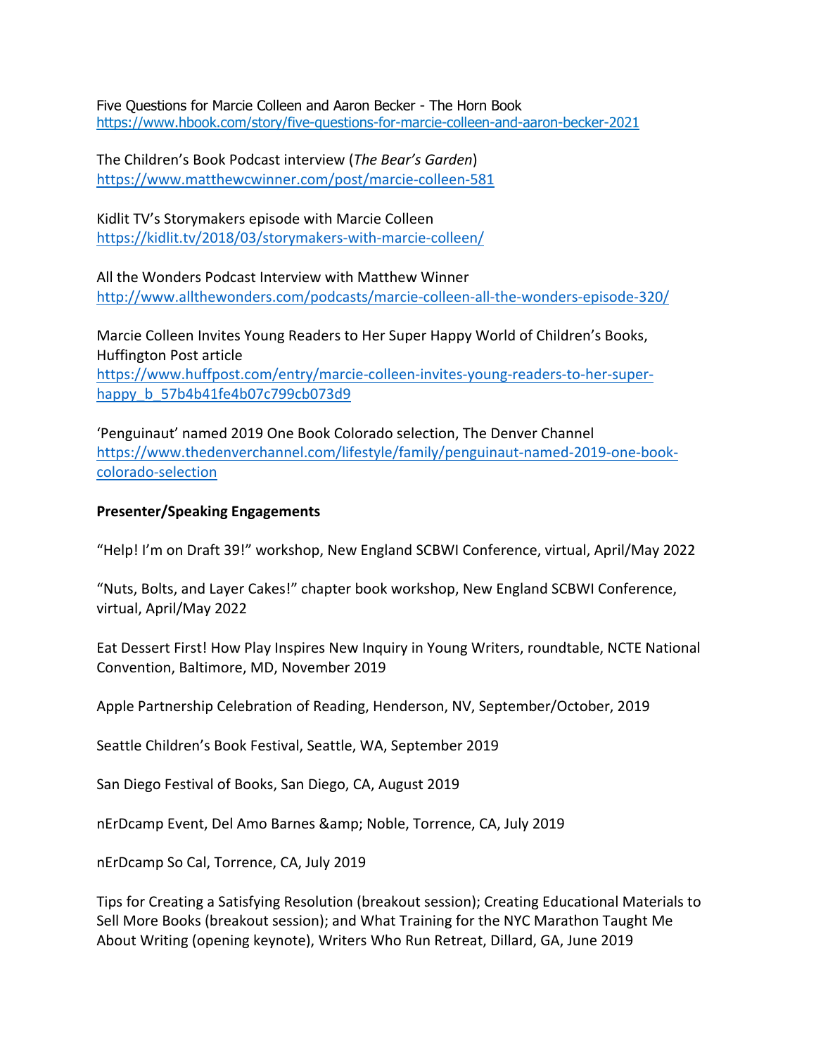Five Questions for Marcie Colleen and Aaron Becker - The Horn Book
https://www.hbook.com/story/five-questions-for-marcie-colleen-and-aaron-becker-2021

The Children's Book Podcast interview (*The Bear's Garden*)
https://www.matthewcwinner.com/post/marcie-colleen-581

Kidlit TV's Storymakers episode with Marcie Colleen
https://kidlit.tv/2018/03/storymakers-with-marcie-colleen/

All the Wonders Podcast Interview with Matthew Winner
http://www.allthewonders.com/podcasts/marcie-colleen-all-the-wonders-episode-320/

Marcie Colleen Invites Young Readers to Her Super Happy World of Children's Books, Huffington Post article
https://www.huffpost.com/entry/marcie-colleen-invites-young-readers-to-her-super-happy_b_57b4b41fe4b07c799cb073d9

'Penguinaut' named 2019 One Book Colorado selection, The Denver Channel
https://www.thedenverchannel.com/lifestyle/family/penguinaut-named-2019-one-book-colorado-selection

**Presenter/Speaking Engagements**

"Help! I'm on Draft 39!" workshop, New England SCBWI Conference, virtual, April/May 2022

"Nuts, Bolts, and Layer Cakes!" chapter book workshop, New England SCBWI Conference, virtual, April/May 2022

Eat Dessert First! How Play Inspires New Inquiry in Young Writers, roundtable, NCTE National Convention, Baltimore, MD, November 2019

Apple Partnership Celebration of Reading, Henderson, NV, September/October, 2019

Seattle Children's Book Festival, Seattle, WA, September 2019

San Diego Festival of Books, San Diego, CA, August 2019

nErDcamp Event, Del Amo Barnes &amp; Noble, Torrence, CA, July 2019

nErDcamp So Cal, Torrence, CA, July 2019

Tips for Creating a Satisfying Resolution (breakout session); Creating Educational Materials to Sell More Books (breakout session); and What Training for the NYC Marathon Taught Me About Writing (opening keynote), Writers Who Run Retreat, Dillard, GA, June 2019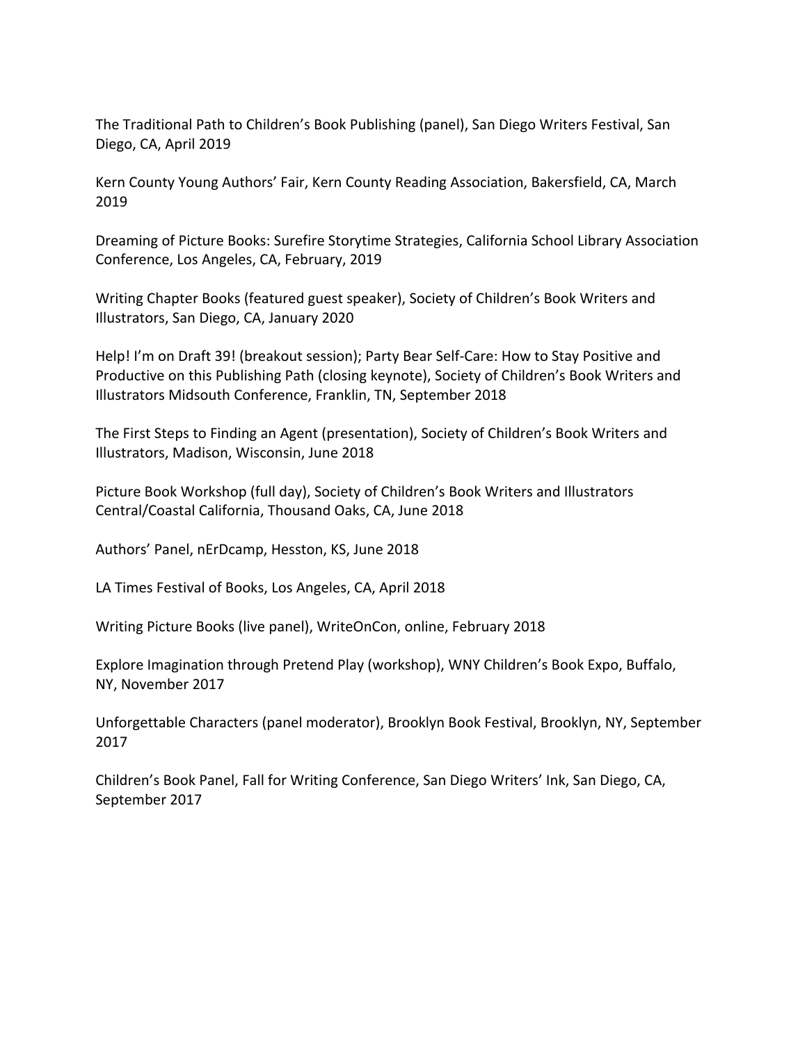The Traditional Path to Children's Book Publishing (panel), San Diego Writers Festival, San Diego, CA, April 2019

Kern County Young Authors' Fair, Kern County Reading Association, Bakersfield, CA, March 2019

Dreaming of Picture Books: Surefire Storytime Strategies, California School Library Association Conference, Los Angeles, CA, February, 2019

Writing Chapter Books (featured guest speaker), Society of Children's Book Writers and Illustrators, San Diego, CA, January 2020

Help! I'm on Draft 39! (breakout session); Party Bear Self-Care: How to Stay Positive and Productive on this Publishing Path (closing keynote), Society of Children's Book Writers and Illustrators Midsouth Conference, Franklin, TN, September 2018

The First Steps to Finding an Agent (presentation), Society of Children's Book Writers and Illustrators, Madison, Wisconsin, June 2018

Picture Book Workshop (full day), Society of Children's Book Writers and Illustrators Central/Coastal California, Thousand Oaks, CA, June 2018

Authors' Panel, nErDcamp, Hesston, KS, June 2018

LA Times Festival of Books, Los Angeles, CA, April 2018

Writing Picture Books (live panel), WriteOnCon, online, February 2018

Explore Imagination through Pretend Play (workshop), WNY Children's Book Expo, Buffalo, NY, November 2017

Unforgettable Characters (panel moderator), Brooklyn Book Festival, Brooklyn, NY, September 2017

Children's Book Panel, Fall for Writing Conference, San Diego Writers' Ink, San Diego, CA, September 2017